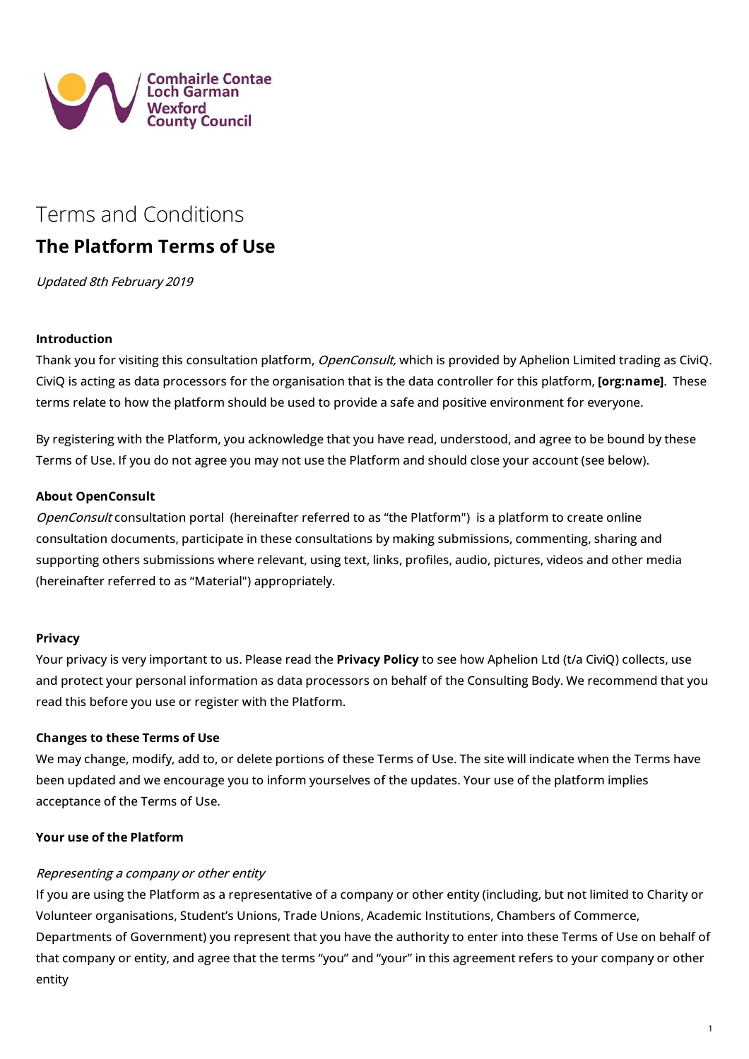Comhairle Contae Loch Garman
Wexford County Council

# Terms and Conditions

## The Platform Terms of Use

*Updated 8th February 2019*

### Introduction

Thank you for visiting this consultation platform, *OpenConsult,* which is provided by Aphelion Limited trading as CiviQ. CiviQ is acting as data processors for the organisation that is the data controller for this platform, **[org:name]**. These terms relate to how the platform should be used to provide a safe and positive environment for everyone.

By registering with the Platform, you acknowledge that you have read, understood, and agree to be bound by these Terms of Use. If you do not agree you may not use the Platform and should close your account (see below).

### About OpenConsult

*OpenConsult* consultation portal (hereinafter referred to as "the Platform") is a platform to create online consultation documents, participate in these consultations by making submissions, commenting, sharing and supporting others submissions where relevant, using text, links, profiles, audio, pictures, videos and other media (hereinafter referred to as "Material") appropriately.

### Privacy

Your privacy is very important to us. Please read the **Privacy Policy** to see how Aphelion Ltd (t/a CiviQ) collects, use and protect your personal information as data processors on behalf of the Consulting Body. We recommend that you read this before you use or register with the Platform.

### Changes to these Terms of Use

We may change, modify, add to, or delete portions of these Terms of Use. The site will indicate when the Terms have been updated and we encourage you to inform yourselves of the updates. Your use of the platform implies acceptance of the Terms of Use.

### Your use of the Platform

*Representing a company or other entity*

If you are using the Platform as a representative of a company or other entity (including, but not limited to Charity or Volunteer organisations, Student's Unions, Trade Unions, Academic Institutions, Chambers of Commerce, Departments of Government) you represent that you have the authority to enter into these Terms of Use on behalf of that company or entity, and agree that the terms "you" and "your" in this agreement refers to your company or other entity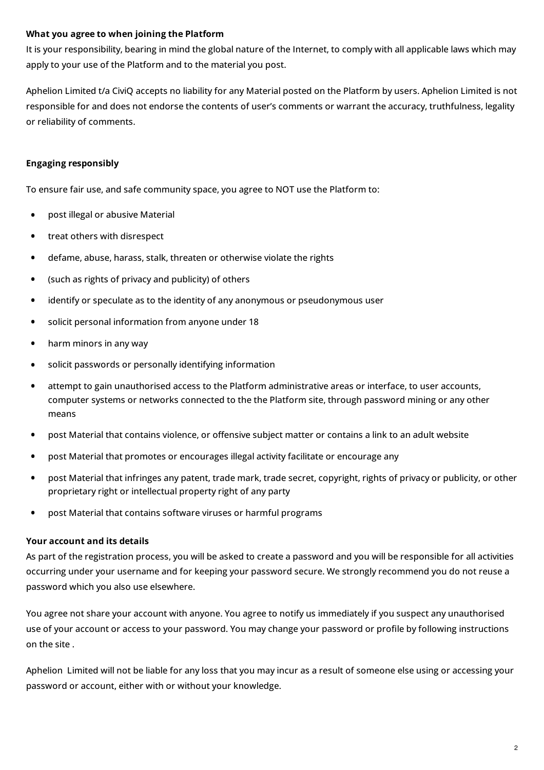**What you agree to when joining the Platform**

It is your responsibility, bearing in mind the global nature of the Internet, to comply with all applicable laws which may apply to your use of the Platform and to the material you post.

Aphelion Limited t/a CiviQ accepts no liability for any Material posted on the Platform by users. Aphelion Limited is not responsible for and does not endorse the contents of user's comments or warrant the accuracy, truthfulness, legality or reliability of comments.

**Engaging responsibly**

To ensure fair use, and safe community space, you agree to NOT use the Platform to:

- post illegal or abusive Material
- treat others with disrespect
- defame, abuse, harass, stalk, threaten or otherwise violate the rights
- (such as rights of privacy and publicity) of others
- identify or speculate as to the identity of any anonymous or pseudonymous user
- solicit personal information from anyone under 18
- harm minors in any way
- solicit passwords or personally identifying information
- attempt to gain unauthorised access to the Platform administrative areas or interface, to user accounts, computer systems or networks connected to the the Platform site, through password mining or any other means
- post Material that contains violence, or offensive subject matter or contains a link to an adult website
- post Material that promotes or encourages illegal activity facilitate or encourage any
- post Material that infringes any patent, trade mark, trade secret, copyright, rights of privacy or publicity, or other proprietary right or intellectual property right of any party
- post Material that contains software viruses or harmful programs

**Your account and its details**

As part of the registration process, you will be asked to create a password and you will be responsible for all activities occurring under your username and for keeping your password secure. We strongly recommend you do not reuse a password which you also use elsewhere.

You agree not share your account with anyone. You agree to notify us immediately if you suspect any unauthorised use of your account or access to your password. You may change your password or profile by following instructions on the site .

Aphelion Limited will not be liable for any loss that you may incur as a result of someone else using or accessing your password or account, either with or without your knowledge.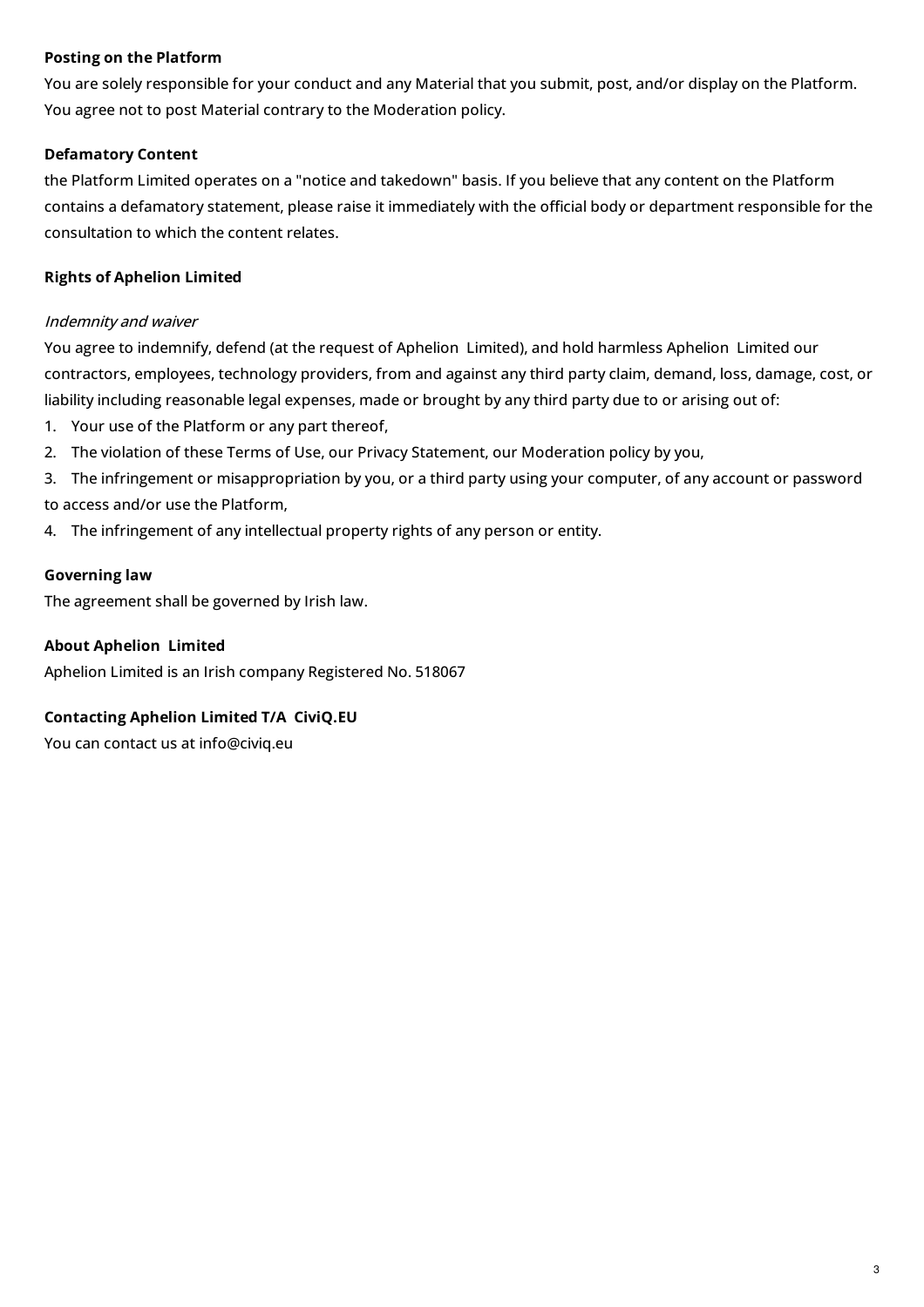**Posting on the Platform**

You are solely responsible for your conduct and any Material that you submit, post, and/or display on the Platform. You agree not to post Material contrary to the Moderation policy.

**Defamatory Content**

the Platform Limited operates on a "notice and takedown" basis. If you believe that any content on the Platform contains a defamatory statement, please raise it immediately with the official body or department responsible for the consultation to which the content relates.

**Rights of Aphelion Limited**

*Indemnity and waiver*

You agree to indemnify, defend (at the request of Aphelion Limited), and hold harmless Aphelion Limited our contractors, employees, technology providers, from and against any third party claim, demand, loss, damage, cost, or liability including reasonable legal expenses, made or brought by any third party due to or arising out of:

1. Your use of the Platform or any part thereof,
2. The violation of these Terms of Use, our Privacy Statement, our Moderation policy by you,
3. The infringement or misappropriation by you, or a third party using your computer, of any account or password to access and/or use the Platform,
4. The infringement of any intellectual property rights of any person or entity.

**Governing law**

The agreement shall be governed by Irish law.

**About Aphelion Limited**

Aphelion Limited is an Irish company Registered No. 518067

**Contacting Aphelion Limited T/A CiviQ.EU**

You can contact us at info@civiq.eu